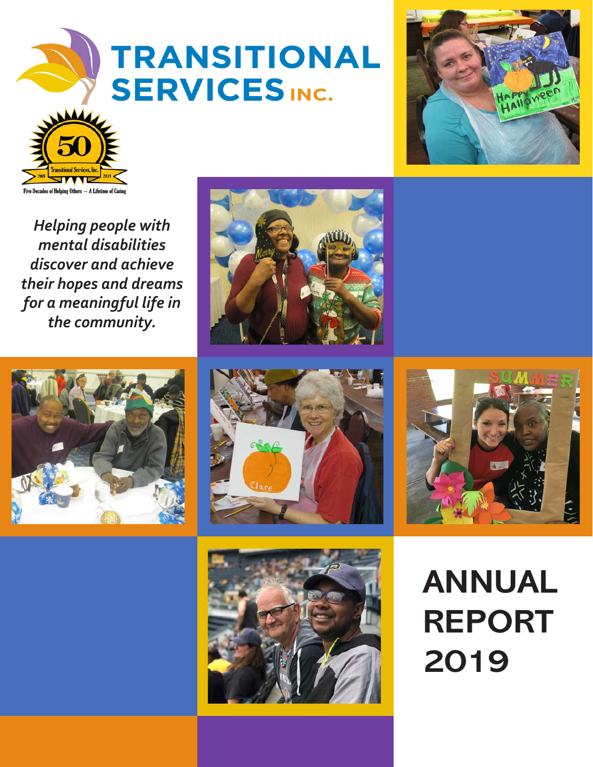# TRANSITIONAL SERVICES INC.

50

Transitional Services, Inc.

1969 2019

Five Decades of Helping Others — A Lifetime of Caring

*Helping people with mental disabilities discover and achieve their hopes and dreams for a meaningful life in the community.*

# ANNUAL REPORT 2019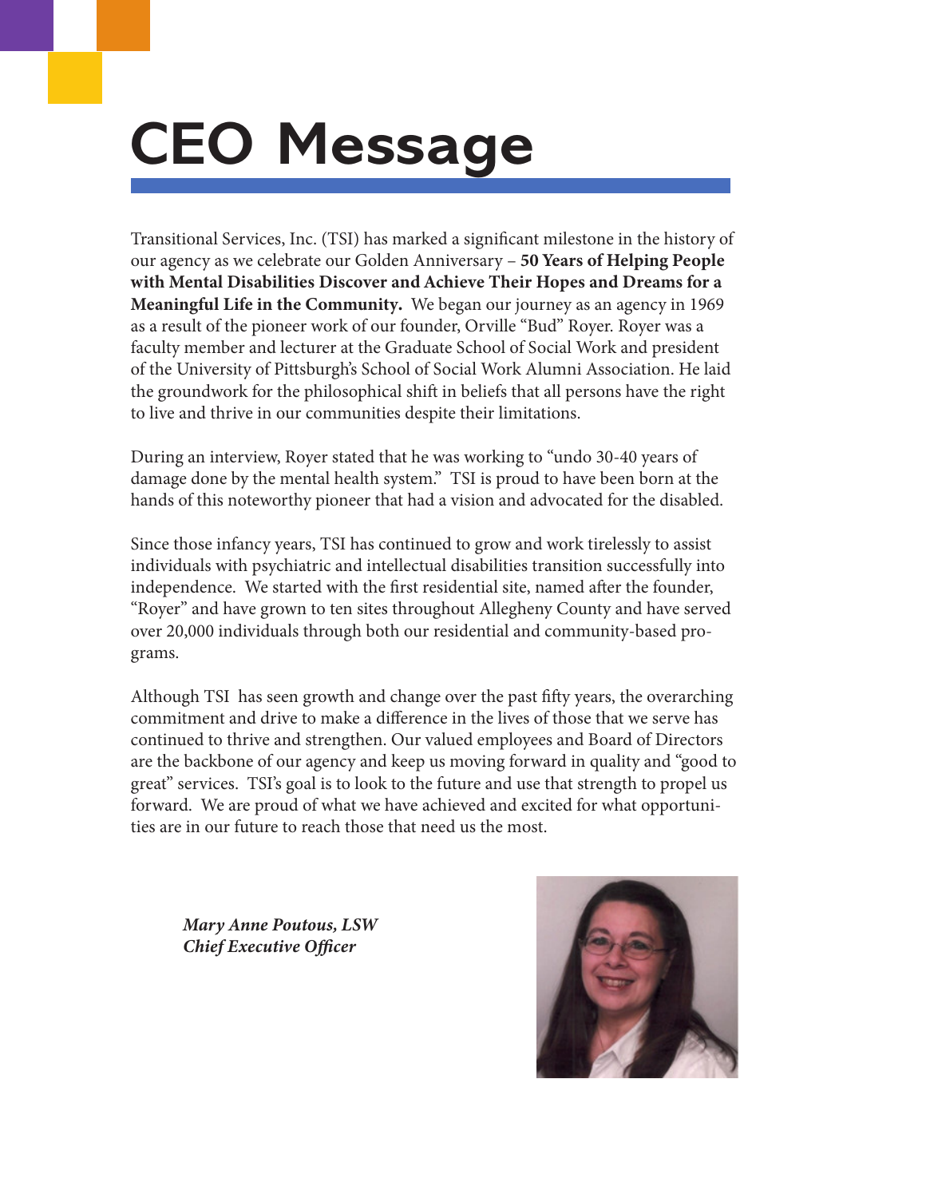# CEO Message

Transitional Services, Inc. (TSI) has marked a significant milestone in the history of our agency as we celebrate our Golden Anniversary – **50 Years of Helping People with Mental Disabilities Discover and Achieve Their Hopes and Dreams for a Meaningful Life in the Community.** We began our journey as an agency in 1969 as a result of the pioneer work of our founder, Orville "Bud" Royer. Royer was a faculty member and lecturer at the Graduate School of Social Work and president of the University of Pittsburgh's School of Social Work Alumni Association. He laid the groundwork for the philosophical shift in beliefs that all persons have the right to live and thrive in our communities despite their limitations.

During an interview, Royer stated that he was working to "undo 30-40 years of damage done by the mental health system." TSI is proud to have been born at the hands of this noteworthy pioneer that had a vision and advocated for the disabled.

Since those infancy years, TSI has continued to grow and work tirelessly to assist individuals with psychiatric and intellectual disabilities transition successfully into independence. We started with the first residential site, named after the founder, "Royer" and have grown to ten sites throughout Allegheny County and have served over 20,000 individuals through both our residential and community-based programs.

Although TSI has seen growth and change over the past fifty years, the overarching commitment and drive to make a difference in the lives of those that we serve has continued to thrive and strengthen. Our valued employees and Board of Directors are the backbone of our agency and keep us moving forward in quality and "good to great" services. TSI's goal is to look to the future and use that strength to propel us forward. We are proud of what we have achieved and excited for what opportunities are in our future to reach those that need us the most.

***Mary Anne Poutous, LSW***
***Chief Executive Officer***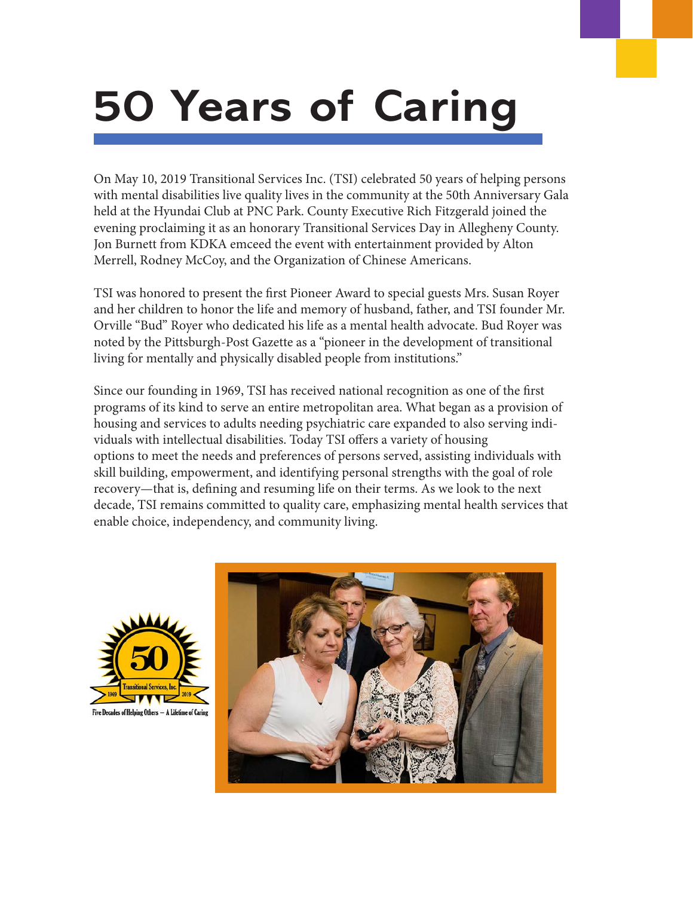# 50 Years of Caring

On May 10, 2019 Transitional Services Inc. (TSI) celebrated 50 years of helping persons with mental disabilities live quality lives in the community at the 50th Anniversary Gala held at the Hyundai Club at PNC Park. County Executive Rich Fitzgerald joined the evening proclaiming it as an honorary Transitional Services Day in Allegheny County. Jon Burnett from KDKA emceed the event with entertainment provided by Alton Merrell, Rodney McCoy, and the Organization of Chinese Americans.

TSI was honored to present the first Pioneer Award to special guests Mrs. Susan Royer and her children to honor the life and memory of husband, father, and TSI founder Mr. Orville "Bud" Royer who dedicated his life as a mental health advocate. Bud Royer was noted by the Pittsburgh-Post Gazette as a "pioneer in the development of transitional living for mentally and physically disabled people from institutions."

Since our founding in 1969, TSI has received national recognition as one of the first programs of its kind to serve an entire metropolitan area. What began as a provision of housing and services to adults needing psychiatric care expanded to also serving individuals with intellectual disabilities. Today TSI offers a variety of housing options to meet the needs and preferences of persons served, assisting individuals with skill building, empowerment, and identifying personal strengths with the goal of role recovery—that is, defining and resuming life on their terms. As we look to the next decade, TSI remains committed to quality care, emphasizing mental health services that enable choice, independency, and community living.

50 Transitional Services, Inc. 1969 2019

Five Decades of Helping Others – A Lifetime of Caring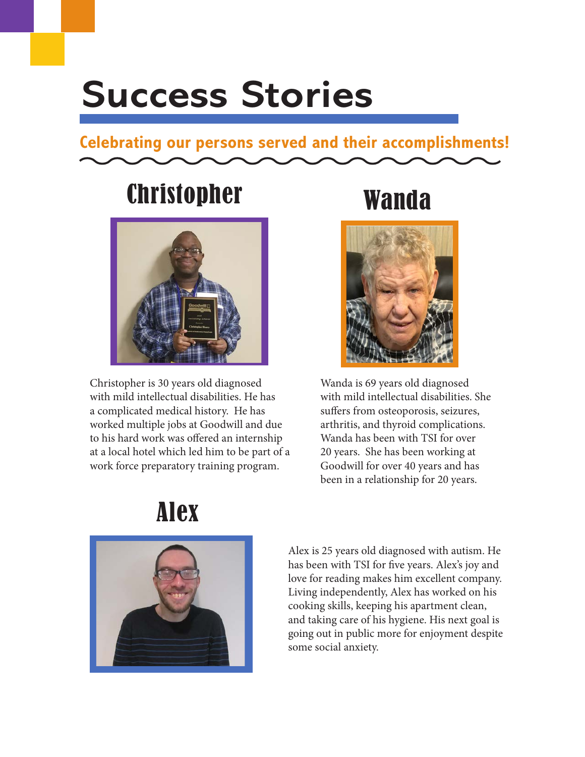# Success Stories

## Celebrating our persons served and their accomplishments!

### Christopher

Christopher is 30 years old diagnosed with mild intellectual disabilities. He has a complicated medical history. He has worked multiple jobs at Goodwill and due to his hard work was offered an internship at a local hotel which led him to be part of a work force preparatory training program.

### Wanda

Wanda is 69 years old diagnosed with mild intellectual disabilities. She suffers from osteoporosis, seizures, arthritis, and thyroid complications. Wanda has been with TSI for over 20 years. She has been working at Goodwill for over 40 years and has been in a relationship for 20 years.

### Alex

Alex is 25 years old diagnosed with autism. He has been with TSI for five years. Alex's joy and love for reading makes him excellent company. Living independently, Alex has worked on his cooking skills, keeping his apartment clean, and taking care of his hygiene. His next goal is going out in public more for enjoyment despite some social anxiety.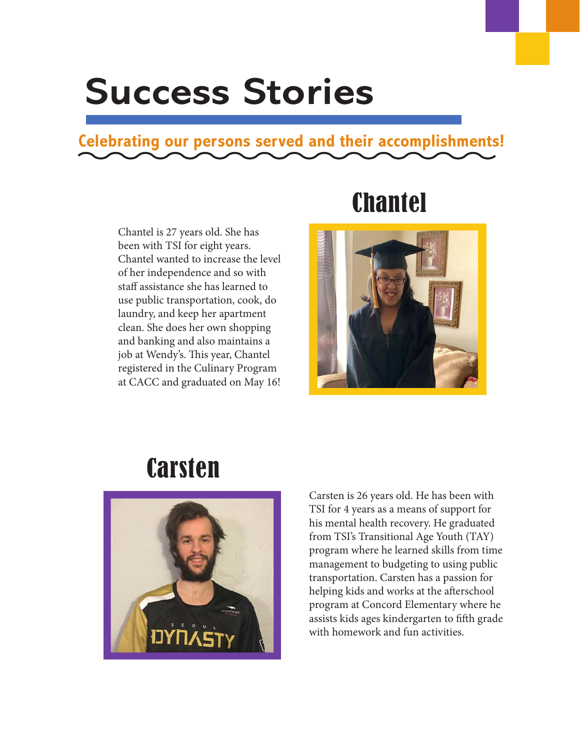# Success Stories

**Celebrating our persons served and their accomplishments!**

## Chantel

Chantel is 27 years old. She has been with TSI for eight years. Chantel wanted to increase the level of her independence and so with staff assistance she has learned to use public transportation, cook, do laundry, and keep her apartment clean. She does her own shopping and banking and also maintains a job at Wendy's. This year, Chantel registered in the Culinary Program at CACC and graduated on May 16!

## Carsten

Carsten is 26 years old. He has been with TSI for 4 years as a means of support for his mental health recovery. He graduated from TSI's Transitional Age Youth (TAY) program where he learned skills from time management to budgeting to using public transportation. Carsten has a passion for helping kids and works at the afterschool program at Concord Elementary where he assists kids ages kindergarten to fifth grade with homework and fun activities.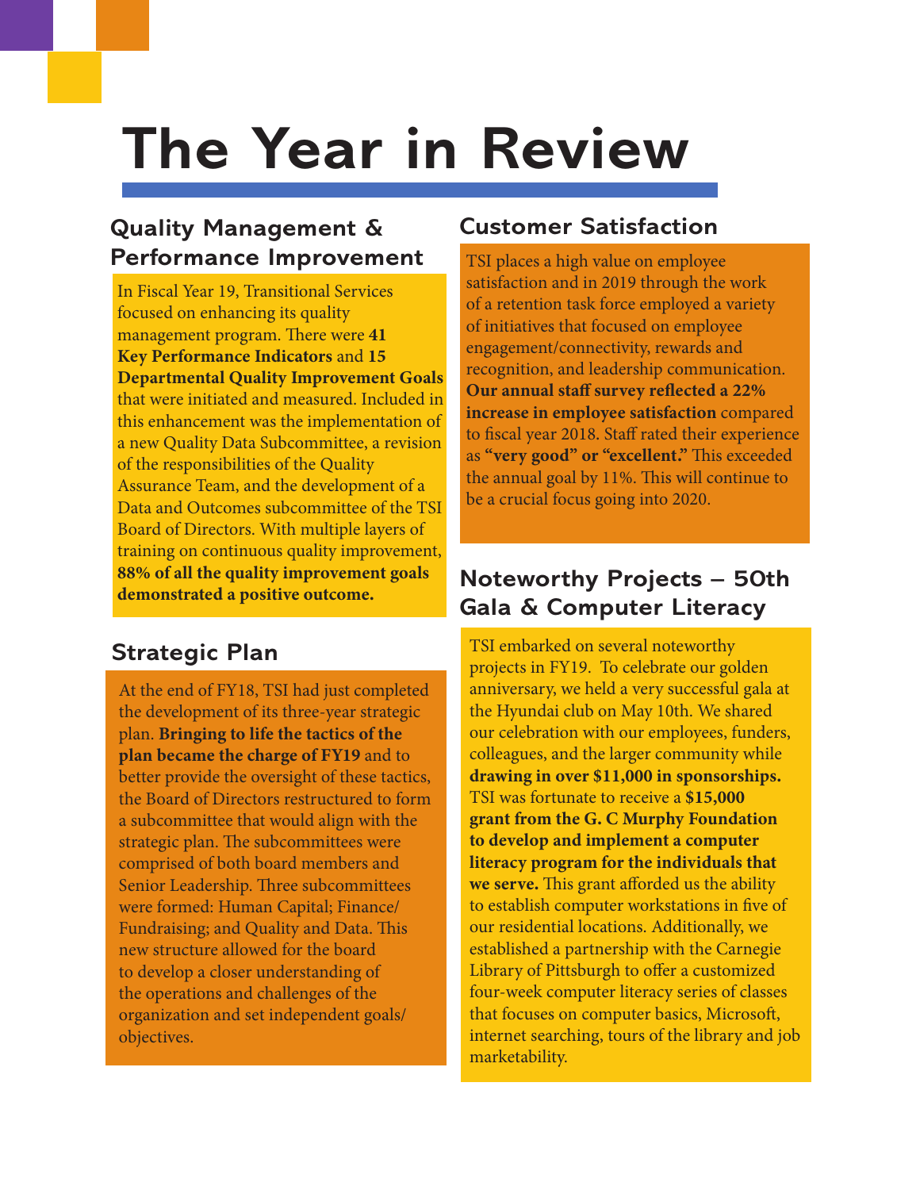# The Year in Review

## Quality Management & Performance Improvement

In Fiscal Year 19, Transitional Services focused on enhancing its quality management program. There were **41 Key Performance Indicators** and **15 Departmental Quality Improvement Goals** that were initiated and measured. Included in this enhancement was the implementation of a new Quality Data Subcommittee, a revision of the responsibilities of the Quality Assurance Team, and the development of a Data and Outcomes subcommittee of the TSI Board of Directors. With multiple layers of training on continuous quality improvement, **88% of all the quality improvement goals demonstrated a positive outcome.**

## Strategic Plan

At the end of FY18, TSI had just completed the development of its three-year strategic plan. **Bringing to life the tactics of the plan became the charge of FY19** and to better provide the oversight of these tactics, the Board of Directors restructured to form a subcommittee that would align with the strategic plan. The subcommittees were comprised of both board members and Senior Leadership. Three subcommittees were formed: Human Capital; Finance/ Fundraising; and Quality and Data. This new structure allowed for the board to develop a closer understanding of the operations and challenges of the organization and set independent goals/ objectives.

## Customer Satisfaction

TSI places a high value on employee satisfaction and in 2019 through the work of a retention task force employed a variety of initiatives that focused on employee engagement/connectivity, rewards and recognition, and leadership communication. **Our annual staff survey reflected a 22% increase in employee satisfaction** compared to fiscal year 2018. Staff rated their experience as **"very good" or "excellent."** This exceeded the annual goal by 11%. This will continue to be a crucial focus going into 2020.

## Noteworthy Projects – 50th Gala & Computer Literacy

TSI embarked on several noteworthy projects in FY19. To celebrate our golden anniversary, we held a very successful gala at the Hyundai club on May 10th. We shared our celebration with our employees, funders, colleagues, and the larger community while **drawing in over $11,000 in sponsorships.** TSI was fortunate to receive a **$15,000 grant from the G. C Murphy Foundation to develop and implement a computer literacy program for the individuals that we serve.** This grant afforded us the ability to establish computer workstations in five of our residential locations. Additionally, we established a partnership with the Carnegie Library of Pittsburgh to offer a customized four-week computer literacy series of classes that focuses on computer basics, Microsoft, internet searching, tours of the library and job marketability.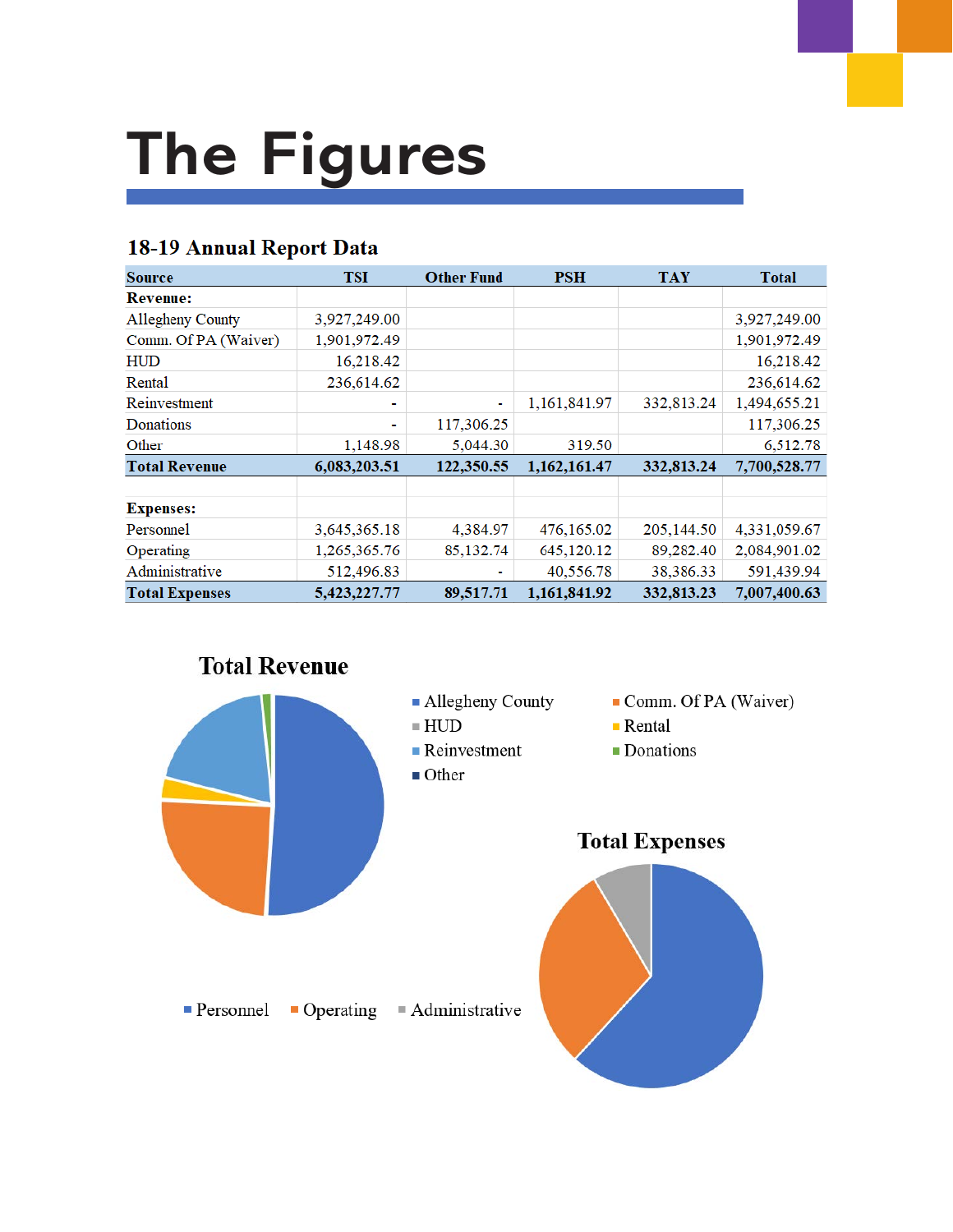# The Figures

## 18-19 Annual Report Data

| Source | TSI | Other Fund | PSH | TAY | Total |
|---|---|---|---|---|---|
| **Revenue:** | | | | | |
| Allegheny County | 3,927,249.00 | | | | 3,927,249.00 |
| Comm. Of PA (Waiver) | 1,901,972.49 | | | | 1,901,972.49 |
| HUD | 16,218.42 | | | | 16,218.42 |
| Rental | 236,614.62 | | | | 236,614.62 |
| Reinvestment | - | - | 1,161,841.97 | 332,813.24 | 1,494,655.21 |
| Donations | - | 117,306.25 | | | 117,306.25 |
| Other | 1,148.98 | 5,044.30 | 319.50 | | 6,512.78 |
| **Total Revenue** | **6,083,203.51** | **122,350.55** | **1,162,161.47** | **332,813.24** | **7,700,528.77** |
| | | | | | |
| **Expenses:** | | | | | |
| Personnel | 3,645,365.18 | 4,384.97 | 476,165.02 | 205,144.50 | 4,331,059.67 |
| Operating | 1,265,365.76 | 85,132.74 | 645,120.12 | 89,282.40 | 2,084,901.02 |
| Administrative | 512,496.83 | - | 40,556.78 | 38,386.33 | 591,439.94 |
| **Total Expenses** | **5,423,227.77** | **89,517.71** | **1,161,841.92** | **332,813.23** | **7,007,400.63** |

### Total Revenue

- Allegheny County
- Comm. Of PA (Waiver)
- HUD
- Rental
- Reinvestment
- Donations
- Other

### Total Expenses

- Personnel
- Operating
- Administrative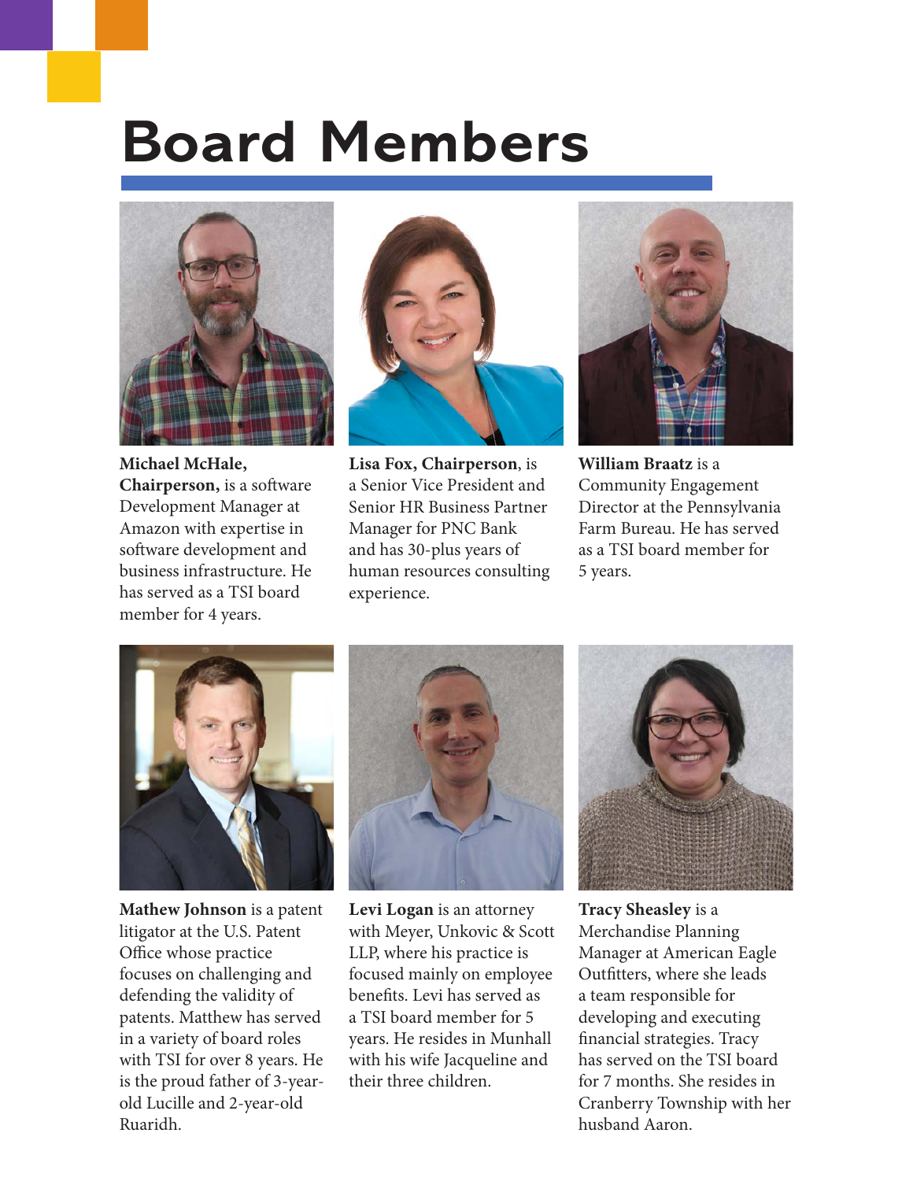# Board Members

**Michael McHale, Chairperson,** is a software Development Manager at Amazon with expertise in software development and business infrastructure. He has served as a TSI board member for 4 years.

**Lisa Fox, Chairperson**, is a Senior Vice President and Senior HR Business Partner Manager for PNC Bank and has 30-plus years of human resources consulting experience.

**William Braatz** is a Community Engagement Director at the Pennsylvania Farm Bureau. He has served as a TSI board member for 5 years.

**Mathew Johnson** is a patent litigator at the U.S. Patent Office whose practice focuses on challenging and defending the validity of patents. Matthew has served in a variety of board roles with TSI for over 8 years. He is the proud father of 3-year-old Lucille and 2-year-old Ruaridh.

**Levi Logan** is an attorney with Meyer, Unkovic & Scott LLP, where his practice is focused mainly on employee benefits. Levi has served as a TSI board member for 5 years. He resides in Munhall with his wife Jacqueline and their three children.

**Tracy Sheasley** is a Merchandise Planning Manager at American Eagle Outfitters, where she leads a team responsible for developing and executing financial strategies. Tracy has served on the TSI board for 7 months. She resides in Cranberry Township with her husband Aaron.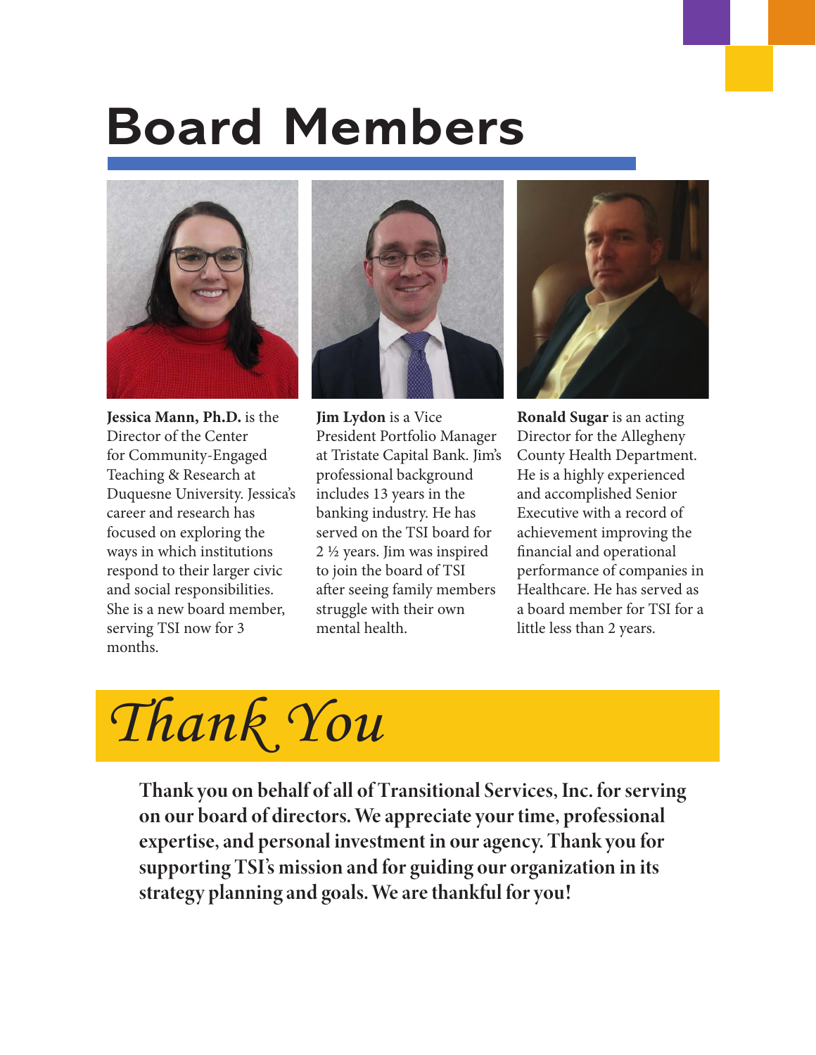# Board Members

**Jessica Mann, Ph.D.** is the Director of the Center for Community-Engaged Teaching & Research at Duquesne University. Jessica's career and research has focused on exploring the ways in which institutions respond to their larger civic and social responsibilities. She is a new board member, serving TSI now for 3 months.

**Jim Lydon** is a Vice President Portfolio Manager at Tristate Capital Bank. Jim's professional background includes 13 years in the banking industry. He has served on the TSI board for 2 ½ years. Jim was inspired to join the board of TSI after seeing family members struggle with their own mental health.

**Ronald Sugar** is an acting Director for the Allegheny County Health Department. He is a highly experienced and accomplished Senior Executive with a record of achievement improving the financial and operational performance of companies in Healthcare. He has served as a board member for TSI for a little less than 2 years.

# *Thank You*

**Thank you on behalf of all of Transitional Services, Inc. for serving on our board of directors. We appreciate your time, professional expertise, and personal investment in our agency. Thank you for supporting TSI's mission and for guiding our organization in its strategy planning and goals. We are thankful for you!**